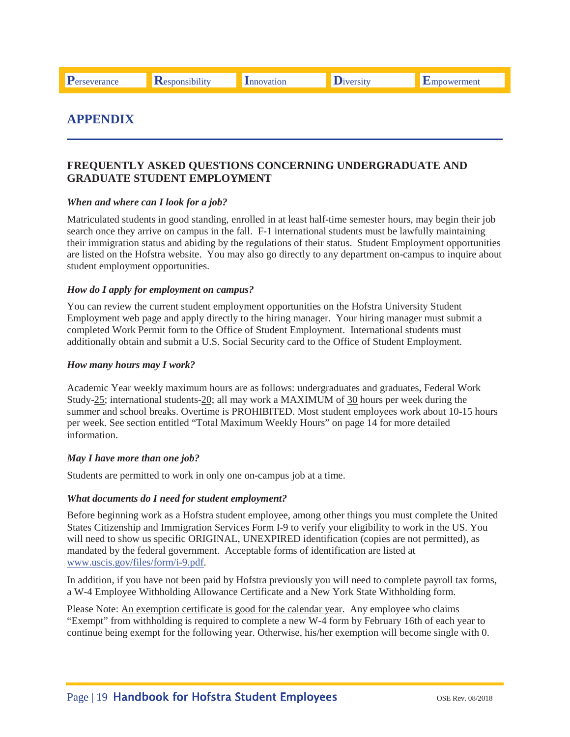Perseverance | Responsibility | Innovation | Diversity | Empowerment

# APPENDIX

## FREQUENTLY ASKED QUESTIONS CONCERNING UNDERGRADUATE AND GRADUATE STUDENT EMPLOYMENT

***When and where can I look for a job?***

Matriculated students in good standing, enrolled in at least half-time semester hours, may begin their job search once they arrive on campus in the fall. F-1 international students must be lawfully maintaining their immigration status and abiding by the regulations of their status. Student Employment opportunities are listed on the Hofstra website. You may also go directly to any department on-campus to inquire about student employment opportunities.

***How do I apply for employment on campus?***

You can review the current student employment opportunities on the Hofstra University Student Employment web page and apply directly to the hiring manager. Your hiring manager must submit a completed Work Permit form to the Office of Student Employment. International students must additionally obtain and submit a U.S. Social Security card to the Office of Student Employment.

***How many hours may I work?***

Academic Year weekly maximum hours are as follows: undergraduates and graduates, Federal Work Study-25; international students-20; all may work a MAXIMUM of 30 hours per week during the summer and school breaks. Overtime is PROHIBITED. Most student employees work about 10-15 hours per week. See section entitled "Total Maximum Weekly Hours" on page 14 for more detailed information.

***May I have more than one job?***

Students are permitted to work in only one on-campus job at a time.

***What documents do I need for student employment?***

Before beginning work as a Hofstra student employee, among other things you must complete the United States Citizenship and Immigration Services Form I-9 to verify your eligibility to work in the US. You will need to show us specific ORIGINAL, UNEXPIRED identification (copies are not permitted), as mandated by the federal government. Acceptable forms of identification are listed at www.uscis.gov/files/form/i-9.pdf.

In addition, if you have not been paid by Hofstra previously you will need to complete payroll tax forms, a W-4 Employee Withholding Allowance Certificate and a New York State Withholding form.

Please Note: An exemption certificate is good for the calendar year. Any employee who claims "Exempt" from withholding is required to complete a new W-4 form by February 16th of each year to continue being exempt for the following year. Otherwise, his/her exemption will become single with 0.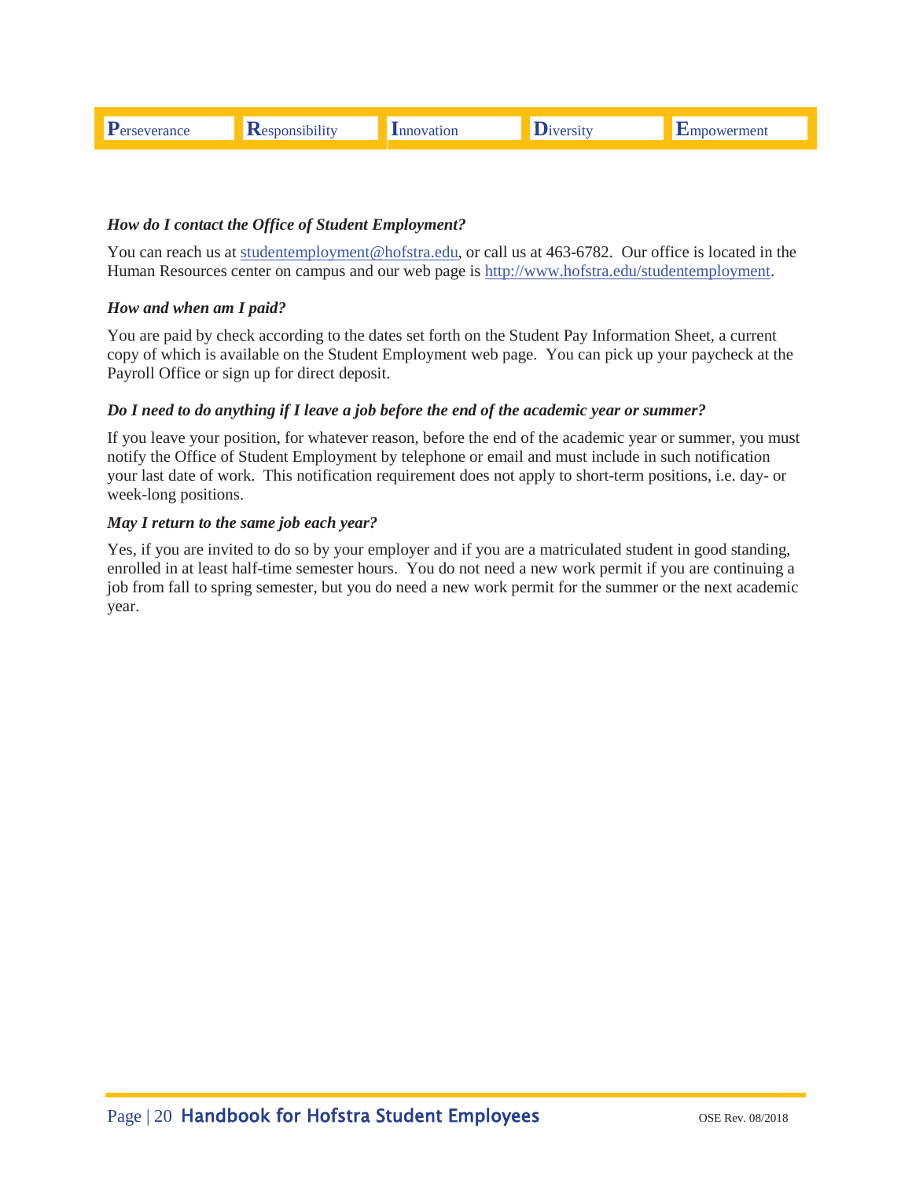***How do I contact the Office of Student Employment?***

You can reach us at studentemployment@hofstra.edu, or call us at 463-6782. Our office is located in the Human Resources center on campus and our web page is http://www.hofstra.edu/studentemployment.

***How and when am I paid?***

You are paid by check according to the dates set forth on the Student Pay Information Sheet, a current copy of which is available on the Student Employment web page. You can pick up your paycheck at the Payroll Office or sign up for direct deposit.

***Do I need to do anything if I leave a job before the end of the academic year or summer?***

If you leave your position, for whatever reason, before the end of the academic year or summer, you must notify the Office of Student Employment by telephone or email and must include in such notification your last date of work. This notification requirement does not apply to short-term positions, i.e. day- or week-long positions.

***May I return to the same job each year?***

Yes, if you are invited to do so by your employer and if you are a matriculated student in good standing, enrolled in at least half-time semester hours. You do not need a new work permit if you are continuing a job from fall to spring semester, but you do need a new work permit for the summer or the next academic year.